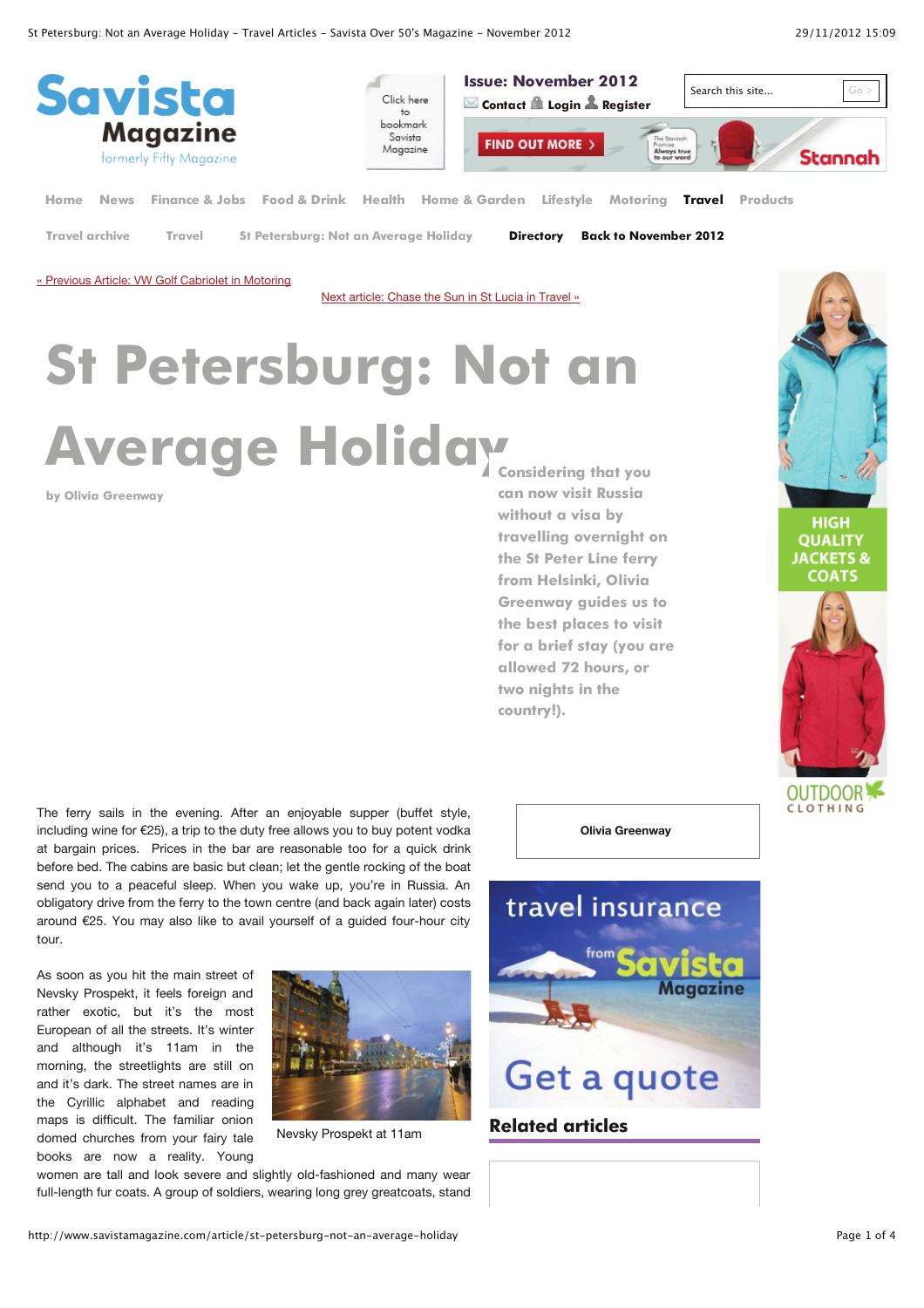« Previous Article: VW Golf Cabriolet in Motoring

Next article: Chase the Sun in St Lucia in Travel »

# St Petersburg: Not an Average Holiday

by Olivia Greenway

**Considering that you can now visit Russia without a visa by travelling overnight on the St Peter Line ferry from Helsinki, Olivia Greenway guides us to the best places to visit for a brief stay (you are allowed 72 hours, or two nights in the country!).**

The ferry sails in the evening. After an enjoyable supper (buffet style, including wine for €25), a trip to the duty free allows you to buy potent vodka at bargain prices. Prices in the bar are reasonable too for a quick drink before bed. The cabins are basic but clean; let the gentle rocking of the boat send you to a peaceful sleep. When you wake up, you're in Russia. An obligatory drive from the ferry to the town centre (and back again later) costs around €25. You may also like to avail yourself of a guided four-hour city tour.

As soon as you hit the main street of Nevsky Prospekt, it feels foreign and rather exotic, but it's the most European of all the streets. It's winter and although it's 11am in the morning, the streetlights are still on and it's dark. The street names are in the Cyrillic alphabet and reading maps is difficult. The familiar onion domed churches from your fairy tale books are now a reality. Young women are tall and look severe and slightly old-fashioned and many wear full-length fur coats. A group of soldiers, wearing long grey greatcoats, stand

Nevsky Prospekt at 11am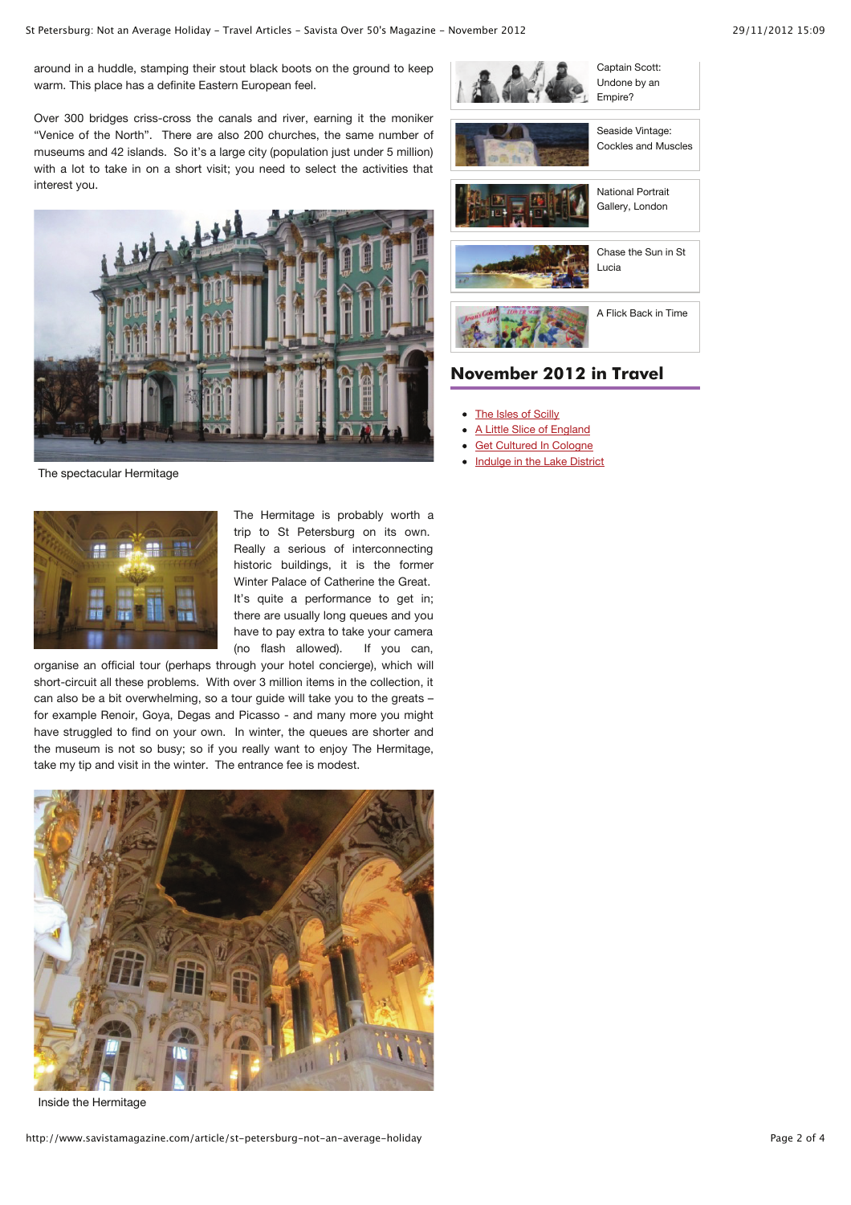around in a huddle, stamping their stout black boots on the ground to keep warm. This place has a definite Eastern European feel.

Over 300 bridges criss-cross the canals and river, earning it the moniker "Venice of the North". There are also 200 churches, the same number of museums and 42 islands. So it's a large city (population just under 5 million) with a lot to take in on a short visit; you need to select the activities that interest you.

The spectacular Hermitage

The Hermitage is probably worth a trip to St Petersburg on its own. Really a serious of interconnecting historic buildings, it is the former Winter Palace of Catherine the Great. It's quite a performance to get in; there are usually long queues and you have to pay extra to take your camera (no flash allowed). If you can, organise an official tour (perhaps through your hotel concierge), which will short-circuit all these problems. With over 3 million items in the collection, it can also be a bit overwhelming, so a tour guide will take you to the greats – for example Renoir, Goya, Degas and Picasso - and many more you might have struggled to find on your own. In winter, the queues are shorter and the museum is not so busy; so if you really want to enjoy The Hermitage, take my tip and visit in the winter. The entrance fee is modest.

Inside the Hermitage

Captain Scott: Undone by an Empire?

Seaside Vintage: Cockles and Muscles

National Portrait Gallery, London

Chase the Sun in St Lucia

A Flick Back in Time

## November 2012 in Travel

- The Isles of Scilly
- A Little Slice of England
- Get Cultured In Cologne
- Indulge in the Lake District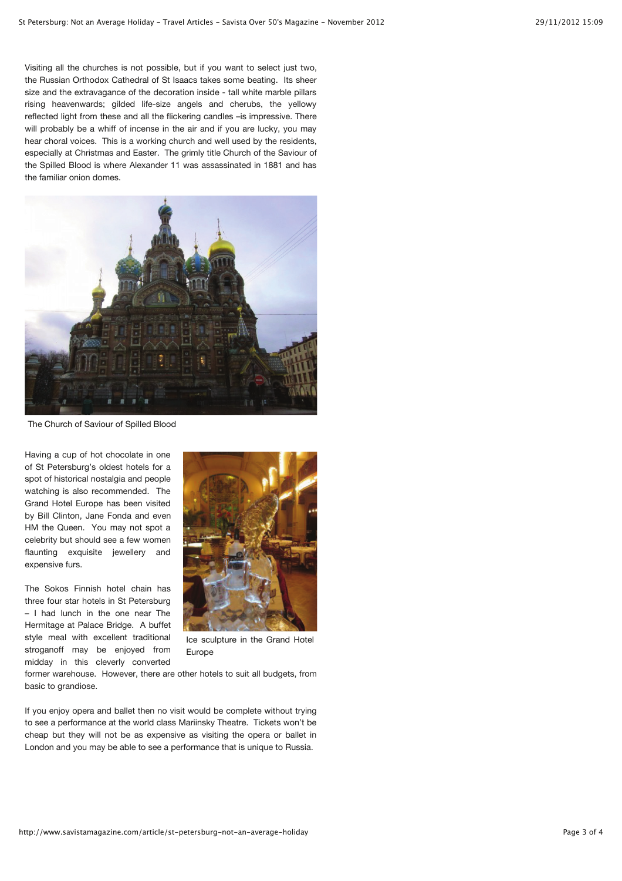Visiting all the churches is not possible, but if you want to select just two, the Russian Orthodox Cathedral of St Isaacs takes some beating. Its sheer size and the extravagance of the decoration inside - tall white marble pillars rising heavenwards; gilded life-size angels and cherubs, the yellowy reflected light from these and all the flickering candles –is impressive. There will probably be a whiff of incense in the air and if you are lucky, you may hear choral voices. This is a working church and well used by the residents, especially at Christmas and Easter. The grimly title Church of the Saviour of the Spilled Blood is where Alexander 11 was assassinated in 1881 and has the familiar onion domes.

The Church of Saviour of Spilled Blood

Having a cup of hot chocolate in one of St Petersburg's oldest hotels for a spot of historical nostalgia and people watching is also recommended. The Grand Hotel Europe has been visited by Bill Clinton, Jane Fonda and even HM the Queen. You may not spot a celebrity but should see a few women flaunting exquisite jewellery and expensive furs.

Ice sculpture in the Grand Hotel Europe

The Sokos Finnish hotel chain has three four star hotels in St Petersburg – I had lunch in the one near The Hermitage at Palace Bridge. A buffet style meal with excellent traditional stroganoff may be enjoyed from midday in this cleverly converted former warehouse. However, there are other hotels to suit all budgets, from basic to grandiose.

If you enjoy opera and ballet then no visit would be complete without trying to see a performance at the world class Mariinsky Theatre. Tickets won't be cheap but they will not be as expensive as visiting the opera or ballet in London and you may be able to see a performance that is unique to Russia.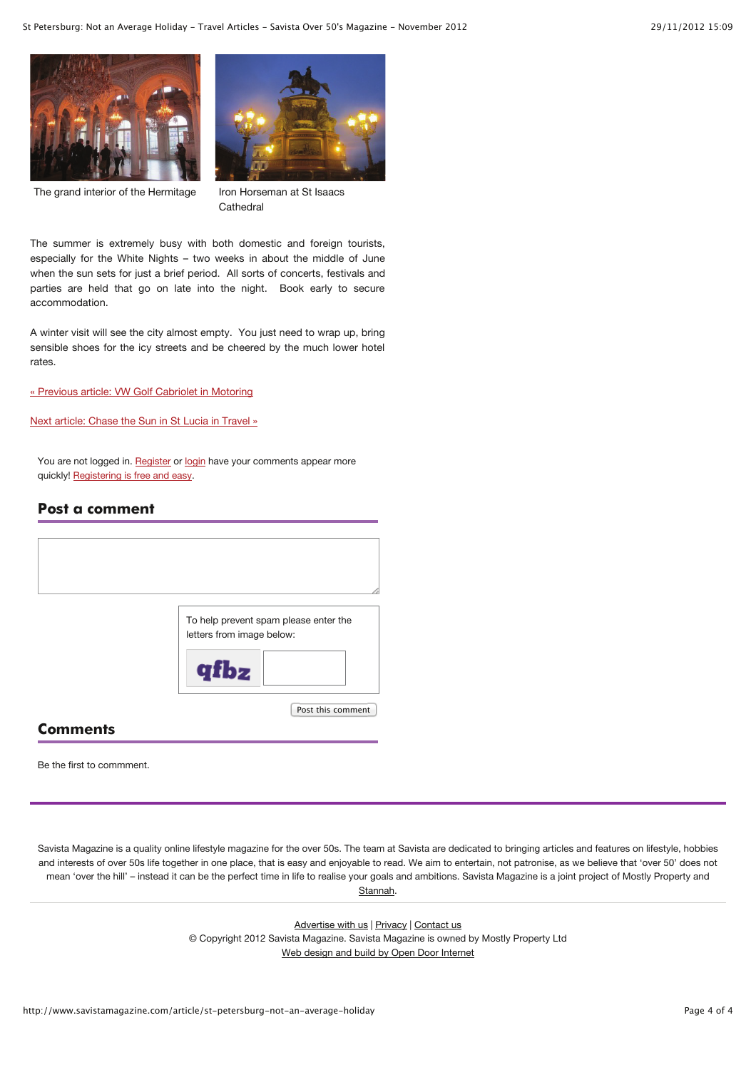The grand interior of the Hermitage

Iron Horseman at St Isaacs Cathedral

The summer is extremely busy with both domestic and foreign tourists, especially for the White Nights – two weeks in about the middle of June when the sun sets for just a brief period. All sorts of concerts, festivals and parties are held that go on late into the night. Book early to secure accommodation.

A winter visit will see the city almost empty. You just need to wrap up, bring sensible shoes for the icy streets and be cheered by the much lower hotel rates.

« Previous article: VW Golf Cabriolet in Motoring

Next article: Chase the Sun in St Lucia in Travel »

You are not logged in. Register or login have your comments appear more quickly! Registering is free and easy.

## Post a comment

To help prevent spam please enter the letters from image below:

Post this comment

## Comments

Be the first to commment.

Savista Magazine is a quality online lifestyle magazine for the over 50s. The team at Savista are dedicated to bringing articles and features on lifestyle, hobbies and interests of over 50s life together in one place, that is easy and enjoyable to read. We aim to entertain, not patronise, as we believe that 'over 50' does not mean 'over the hill' – instead it can be the perfect time in life to realise your goals and ambitions. Savista Magazine is a joint project of Mostly Property and Stannah.

Advertise with us | Privacy | Contact us

© Copyright 2012 Savista Magazine. Savista Magazine is owned by Mostly Property Ltd

Web design and build by Open Door Internet